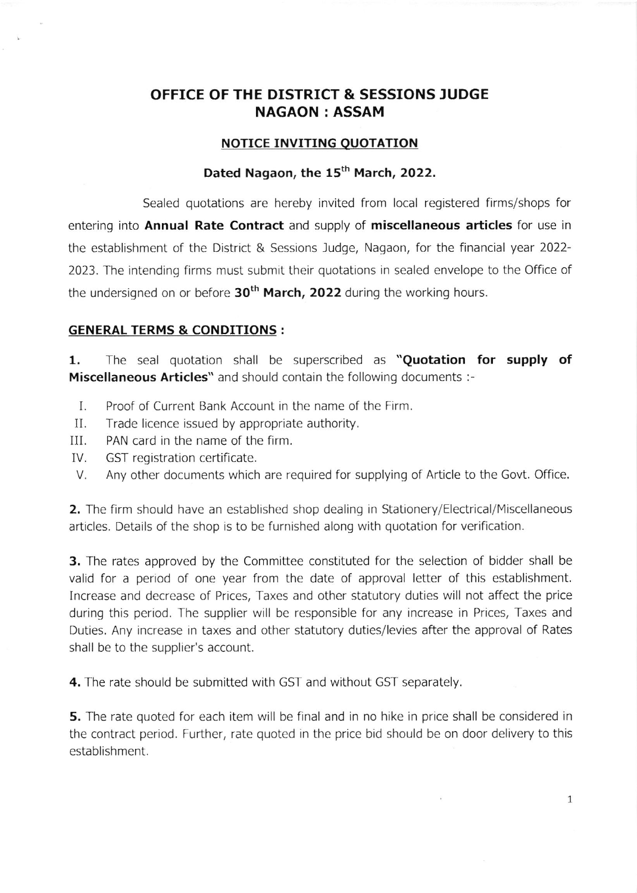# OFFICE OF THE DISTRICT & SESSIONS JUDGE
# NAGAON : ASSAM

## NOTICE INVITING QUOTATION

### Dated Nagaon, the 15th March, 2022.

Sealed quotations are hereby invited from local registered firms/shops for entering into **Annual Rate Contract** and supply of **miscellaneous articles** for use in the establishment of the District & Sessions Judge, Nagaon, for the financial year 2022-2023. The intending firms must submit their quotations in sealed envelope to the Office of the undersigned on or before **30th March, 2022** during the working hours.

## GENERAL TERMS & CONDITIONS :

**1.** The seal quotation shall be superscribed as **"Quotation for supply of Miscellaneous Articles"** and should contain the following documents :-

I. Proof of Current Bank Account in the name of the Firm.
II. Trade licence issued by appropriate authority.
III. PAN card in the name of the firm.
IV. GST registration certificate.
V. Any other documents which are required for supplying of Article to the Govt. Office.

**2.** The firm should have an established shop dealing in Stationery/Electrical/Miscellaneous articles. Details of the shop is to be furnished along with quotation for verification.

**3.** The rates approved by the Committee constituted for the selection of bidder shall be valid for a period of one year from the date of approval letter of this establishment. Increase and decrease of Prices, Taxes and other statutory duties will not affect the price during this period. The supplier will be responsible for any increase in Prices, Taxes and Duties. Any increase in taxes and other statutory duties/levies after the approval of Rates shall be to the supplier's account.

**4.** The rate should be submitted with GST and without GST separately.

**5.** The rate quoted for each item will be final and in no hike in price shall be considered in the contract period. Further, rate quoted in the price bid should be on door delivery to this establishment.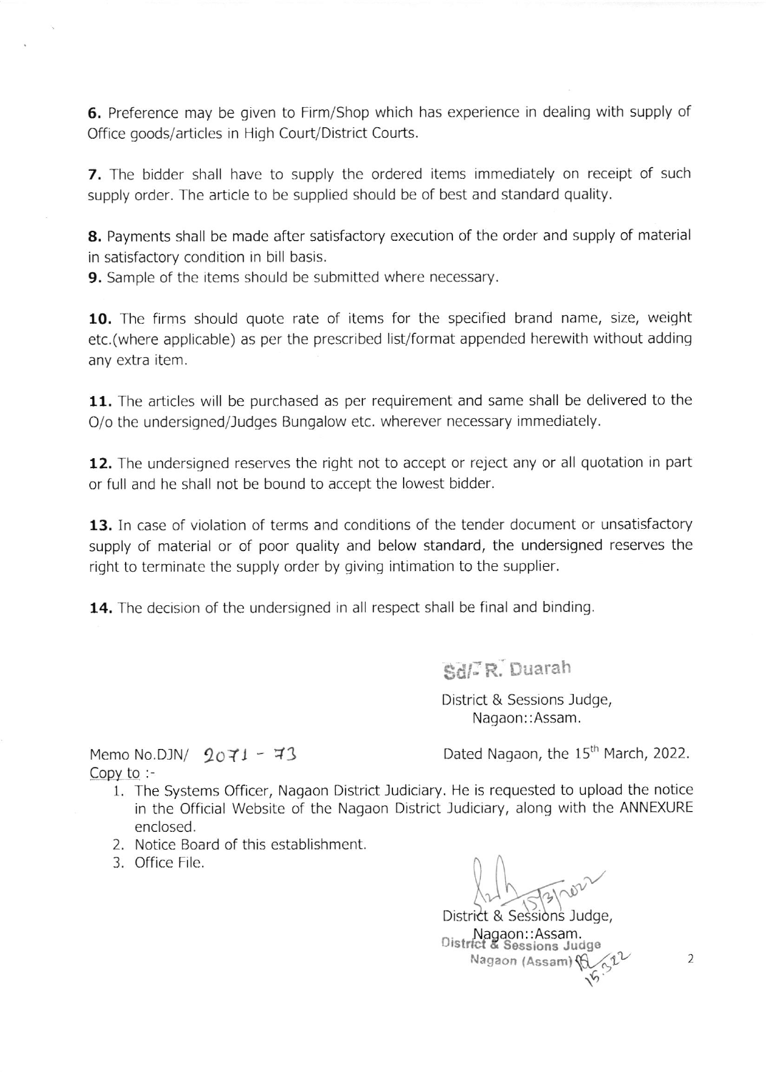**6.** Preference may be given to Firm/Shop which has experience in dealing with supply of Office goods/articles in High Court/District Courts.

**7.** The bidder shall have to supply the ordered items immediately on receipt of such supply order. The article to be supplied should be of best and standard quality.

**8.** Payments shall be made after satisfactory execution of the order and supply of material in satisfactory condition in bill basis.

**9.** Sample of the items should be submitted where necessary.

**10.** The firms should quote rate of items for the specified brand name, size, weight etc.(where applicable) as per the prescribed list/format appended herewith without adding any extra item.

**11.** The articles will be purchased as per requirement and same shall be delivered to the O/o the undersigned/Judges Bungalow etc. wherever necessary immediately.

**12.** The undersigned reserves the right not to accept or reject any or all quotation in part or full and he shall not be bound to accept the lowest bidder.

**13.** In case of violation of terms and conditions of the tender document or unsatisfactory supply of material or of poor quality and below standard, the undersigned reserves the right to terminate the supply order by giving intimation to the supplier.

**14.** The decision of the undersigned in all respect shall be final and binding.

Sd/- R. Duarah

District & Sessions Judge,
Nagaon::Assam.

Memo No.DJN/ 2071 - 73 Dated Nagaon, the 15th March, 2022.

Copy to :-

1. The Systems Officer, Nagaon District Judiciary. He is requested to upload the notice in the Official Website of the Nagaon District Judiciary, along with the ANNEXURE enclosed.
2. Notice Board of this establishment.
3. Office File.

15/3/2022

District & Sessions Judge,
Nagaon::Assam.

District & Sessions Judge
Nagaon (Assam) 15.3.22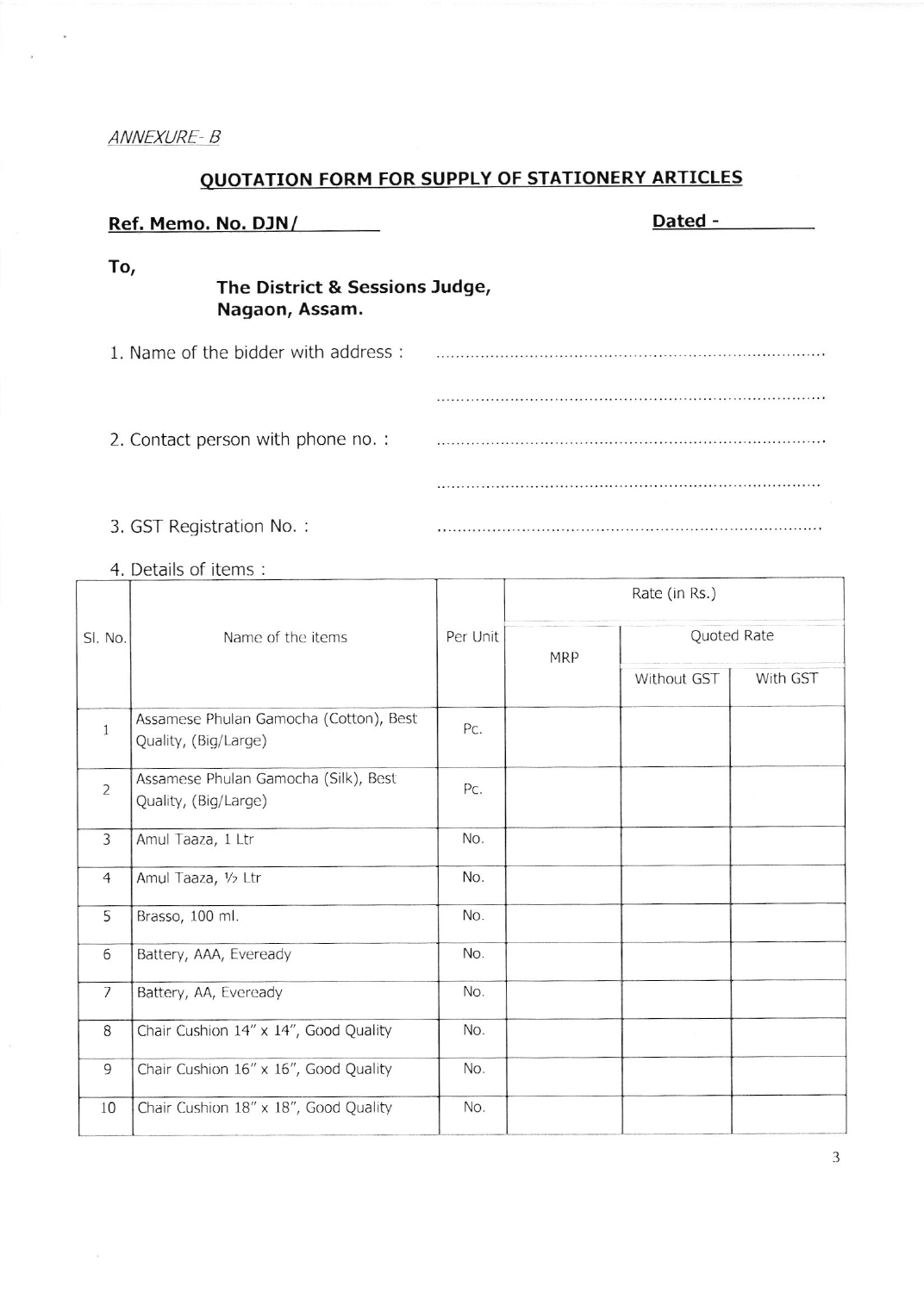*ANNEXURE- B*

## QUOTATION FORM FOR SUPPLY OF STATIONERY ARTICLES

**Ref. Memo. No. DJN/________** **Dated -________**

**To,**

**The District & Sessions Judge,**
**Nagaon, Assam.**

1. Name of the bidder with address : ..............................................................................

..............................................................................

2. Contact person with phone no. : ..............................................................................

..............................................................................

3. GST Registration No. : ..............................................................................

4. Details of items :

| Sl. No. | Name of the items | Per Unit | Rate (in Rs.) | | |
|---|---|---|---|---|---|
| | | | MRP | Quoted Rate | |
| | | | | Without GST | With GST |
| 1 | Assamese Phulan Gamocha (Cotton), Best Quality, (Big/Large) | Pc. | | | |
| 2 | Assamese Phulan Gamocha (Silk), Best Quality, (Big/Large) | Pc. | | | |
| 3 | Amul Taaza, 1 Ltr | No. | | | |
| 4 | Amul Taaza, ½ Ltr | No. | | | |
| 5 | Brasso, 100 ml. | No. | | | |
| 6 | Battery, AAA, Eveready | No. | | | |
| 7 | Battery, AA, Eveready | No. | | | |
| 8 | Chair Cushion 14" x 14", Good Quality | No. | | | |
| 9 | Chair Cushion 16" x 16", Good Quality | No. | | | |
| 10 | Chair Cushion 18" x 18", Good Quality | No. | | | |